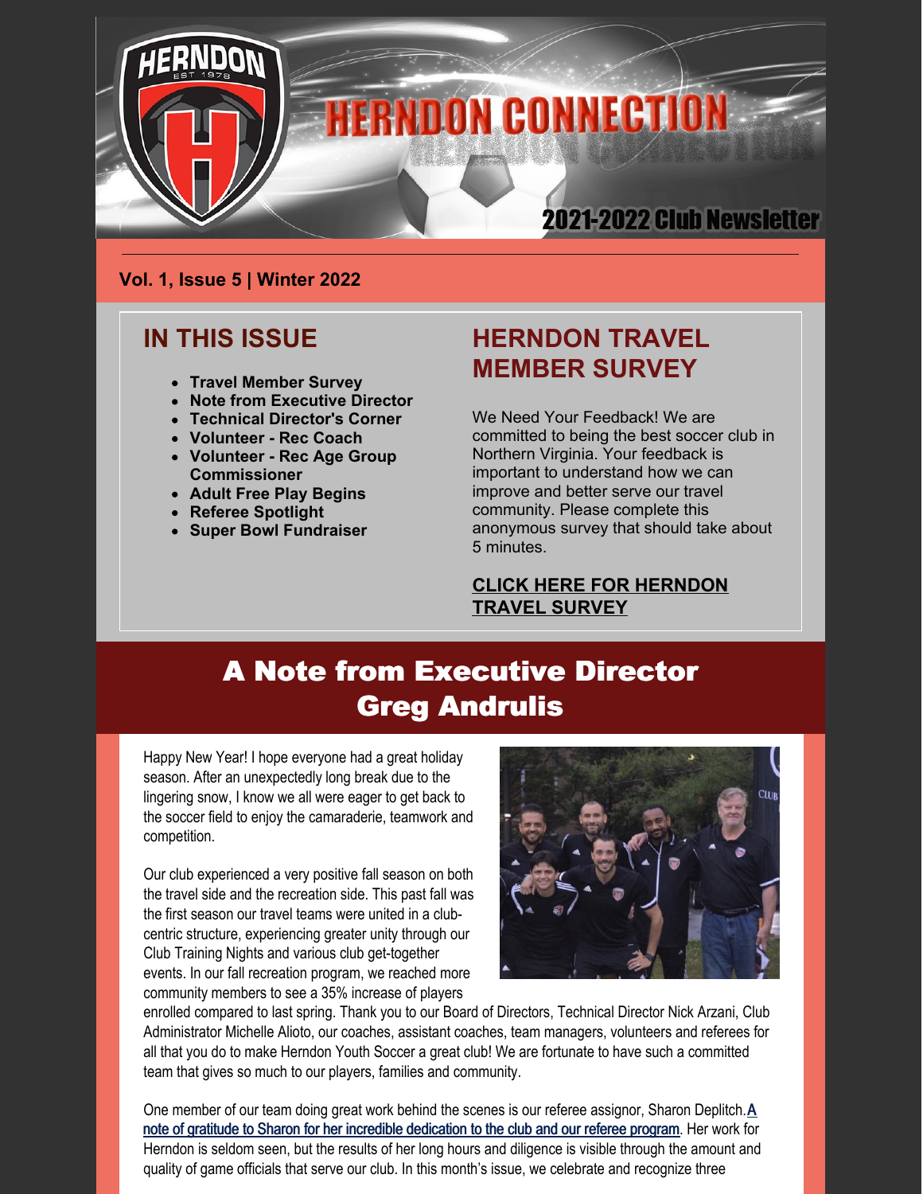# HERNDON CONNECTION

## 2021-2022 Club Newsletter

**Vol. 1, Issue 5 | Winter 2022**

## IN THIS ISSUE

- **Travel Member Survey**
- **Note from Executive Director**
- **Technical Director's Corner**
- **Volunteer - Rec Coach**
- **Volunteer - Rec Age Group Commissioner**
- **Adult Free Play Begins**
- **Referee Spotlight**
- **Super Bowl Fundraiser**

## HERNDON TRAVEL MEMBER SURVEY

We Need Your Feedback! We are committed to being the best soccer club in Northern Virginia. Your feedback is important to understand how we can improve and better serve our travel community. Please complete this anonymous survey that should take about 5 minutes.

**CLICK HERE FOR HERNDON TRAVEL SURVEY**

# A Note from Executive Director Greg Andrulis

Happy New Year! I hope everyone had a great holiday season. After an unexpectedly long break due to the lingering snow, I know we all were eager to get back to the soccer field to enjoy the camaraderie, teamwork and competition.

Our club experienced a very positive fall season on both the travel side and the recreation side. This past fall was the first season our travel teams were united in a club-centric structure, experiencing greater unity through our Club Training Nights and various club get-together events. In our fall recreation program, we reached more community members to see a 35% increase of players enrolled compared to last spring. Thank you to our Board of Directors, Technical Director Nick Arzani, Club Administrator Michelle Alioto, our coaches, assistant coaches, team managers, volunteers and referees for all that you do to make Herndon Youth Soccer a great club! We are fortunate to have such a committed team that gives so much to our players, families and community.

One member of our team doing great work behind the scenes is our referee assignor, Sharon Deplitch. **A note of gratitude to Sharon for her incredible dedication to the club and our referee program**. Her work for Herndon is seldom seen, but the results of her long hours and diligence is visible through the amount and quality of game officials that serve our club. In this month's issue, we celebrate and recognize three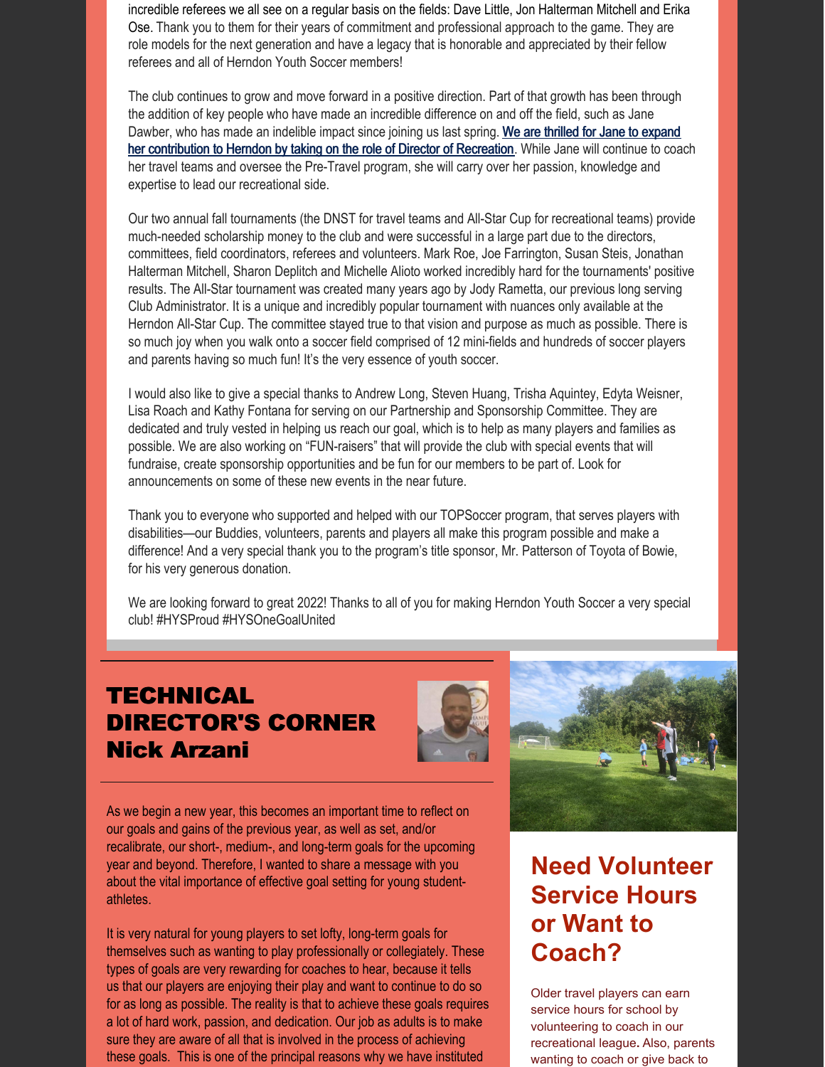incredible referees we all see on a regular basis on the fields: Dave Little, Jon Halterman Mitchell and Erika Ose. Thank you to them for their years of commitment and professional approach to the game. They are role models for the next generation and have a legacy that is honorable and appreciated by their fellow referees and all of Herndon Youth Soccer members!

The club continues to grow and move forward in a positive direction. Part of that growth has been through the addition of key people who have made an incredible difference on and off the field, such as Jane Dawber, who has made an indelible impact since joining us last spring. **We are thrilled for Jane to expand her contribution to Herndon by taking on the role of Director of Recreation**. While Jane will continue to coach her travel teams and oversee the Pre-Travel program, she will carry over her passion, knowledge and expertise to lead our recreational side.

Our two annual fall tournaments (the DNST for travel teams and All-Star Cup for recreational teams) provide much-needed scholarship money to the club and were successful in a large part due to the directors, committees, field coordinators, referees and volunteers. Mark Roe, Joe Farrington, Susan Steis, Jonathan Halterman Mitchell, Sharon Deplitch and Michelle Alioto worked incredibly hard for the tournaments' positive results. The All-Star tournament was created many years ago by Jody Rametta, our previous long serving Club Administrator. It is a unique and incredibly popular tournament with nuances only available at the Herndon All-Star Cup. The committee stayed true to that vision and purpose as much as possible. There is so much joy when you walk onto a soccer field comprised of 12 mini-fields and hundreds of soccer players and parents having so much fun! It's the very essence of youth soccer.

I would also like to give a special thanks to Andrew Long, Steven Huang, Trisha Aquintey, Edyta Weisner, Lisa Roach and Kathy Fontana for serving on our Partnership and Sponsorship Committee. They are dedicated and truly vested in helping us reach our goal, which is to help as many players and families as possible. We are also working on "FUN-raisers" that will provide the club with special events that will fundraise, create sponsorship opportunities and be fun for our members to be part of. Look for announcements on some of these new events in the near future.

Thank you to everyone who supported and helped with our TOPSoccer program, that serves players with disabilities—our Buddies, volunteers, parents and players all make this program possible and make a difference! And a very special thank you to the program's title sponsor, Mr. Patterson of Toyota of Bowie, for his very generous donation.

We are looking forward to great 2022! Thanks to all of you for making Herndon Youth Soccer a very special club! #HYSProud #HYSOneGoalUnited

# TECHNICAL DIRECTOR'S CORNER Nick Arzani

As we begin a new year, this becomes an important time to reflect on our goals and gains of the previous year, as well as set, and/or recalibrate, our short-, medium-, and long-term goals for the upcoming year and beyond. Therefore, I wanted to share a message with you about the vital importance of effective goal setting for young student-athletes.

It is very natural for young players to set lofty, long-term goals for themselves such as wanting to play professionally or collegiately. These types of goals are very rewarding for coaches to hear, because it tells us that our players are enjoying their play and want to continue to do so for as long as possible. The reality is that to achieve these goals requires a lot of hard work, passion, and dedication. Our job as adults is to make sure they are aware of all that is involved in the process of achieving these goals. This is one of the principal reasons why we have instituted

## Need Volunteer Service Hours or Want to Coach?

Older travel players can earn service hours for school by volunteering to coach in our recreational league. Also, parents wanting to coach or give back to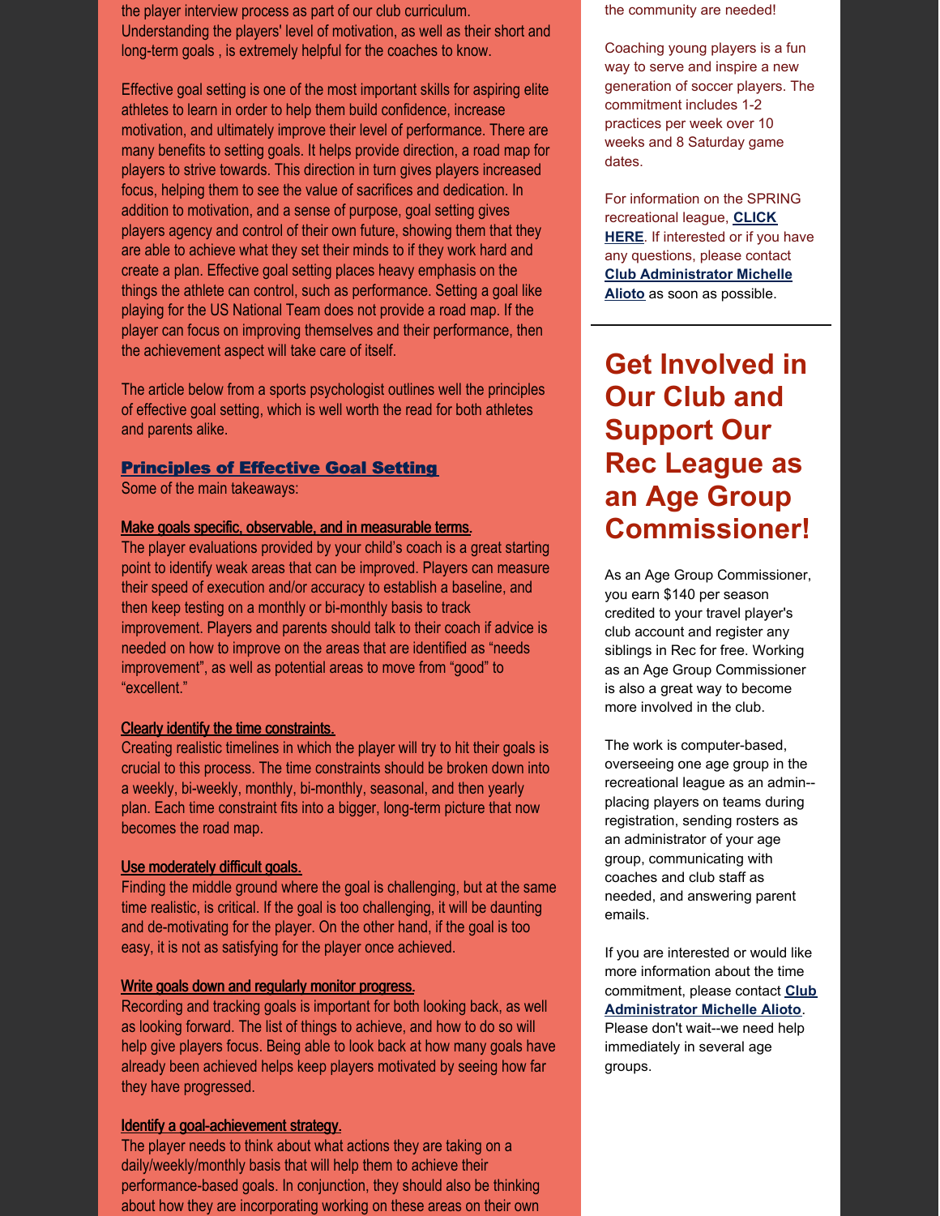the player interview process as part of our club curriculum. Understanding the players' level of motivation, as well as their short and long-term goals , is extremely helpful for the coaches to know.

Effective goal setting is one of the most important skills for aspiring elite athletes to learn in order to help them build confidence, increase motivation, and ultimately improve their level of performance. There are many benefits to setting goals. It helps provide direction, a road map for players to strive towards. This direction in turn gives players increased focus, helping them to see the value of sacrifices and dedication. In addition to motivation, and a sense of purpose, goal setting gives players agency and control of their own future, showing them that they are able to achieve what they set their minds to if they work hard and create a plan. Effective goal setting places heavy emphasis on the things the athlete can control, such as performance. Setting a goal like playing for the US National Team does not provide a road map. If the player can focus on improving themselves and their performance, then the achievement aspect will take care of itself.

The article below from a sports psychologist outlines well the principles of effective goal setting, which is well worth the read for both athletes and parents alike.

**Principles of Effective Goal Setting**

Some of the main takeaways:

**Make goals specific, observable, and in measurable terms.**

The player evaluations provided by your child's coach is a great starting point to identify weak areas that can be improved. Players can measure their speed of execution and/or accuracy to establish a baseline, and then keep testing on a monthly or bi-monthly basis to track improvement. Players and parents should talk to their coach if advice is needed on how to improve on the areas that are identified as "needs improvement", as well as potential areas to move from "good" to "excellent."

**Clearly identify the time constraints.**

Creating realistic timelines in which the player will try to hit their goals is crucial to this process. The time constraints should be broken down into a weekly, bi-weekly, monthly, bi-monthly, seasonal, and then yearly plan. Each time constraint fits into a bigger, long-term picture that now becomes the road map.

**Use moderately difficult goals.**

Finding the middle ground where the goal is challenging, but at the same time realistic, is critical. If the goal is too challenging, it will be daunting and de-motivating for the player. On the other hand, if the goal is too easy, it is not as satisfying for the player once achieved.

**Write goals down and regularly monitor progress.**

Recording and tracking goals is important for both looking back, as well as looking forward. The list of things to achieve, and how to do so will help give players focus. Being able to look back at how many goals have already been achieved helps keep players motivated by seeing how far they have progressed.

**Identify a goal-achievement strategy.**

The player needs to think about what actions they are taking on a daily/weekly/monthly basis that will help them to achieve their performance-based goals. In conjunction, they should also be thinking about how they are incorporating working on these areas on their own

the community are needed!

Coaching young players is a fun way to serve and inspire a new generation of soccer players. The commitment includes 1-2 practices per week over 10 weeks and 8 Saturday game dates.

For information on the SPRING recreational league, **CLICK HERE**. If interested or if you have any questions, please contact **Club Administrator Michelle Alioto** as soon as possible.

## Get Involved in Our Club and Support Our Rec League as an Age Group Commissioner!

As an Age Group Commissioner, you earn $140 per season credited to your travel player's club account and register any siblings in Rec for free. Working as an Age Group Commissioner is also a great way to become more involved in the club.

The work is computer-based, overseeing one age group in the recreational league as an admin--placing players on teams during registration, sending rosters as an administrator of your age group, communicating with coaches and club staff as needed, and answering parent emails.

If you are interested or would like more information about the time commitment, please contact **Club Administrator Michelle Alioto**. Please don't wait--we need help immediately in several age groups.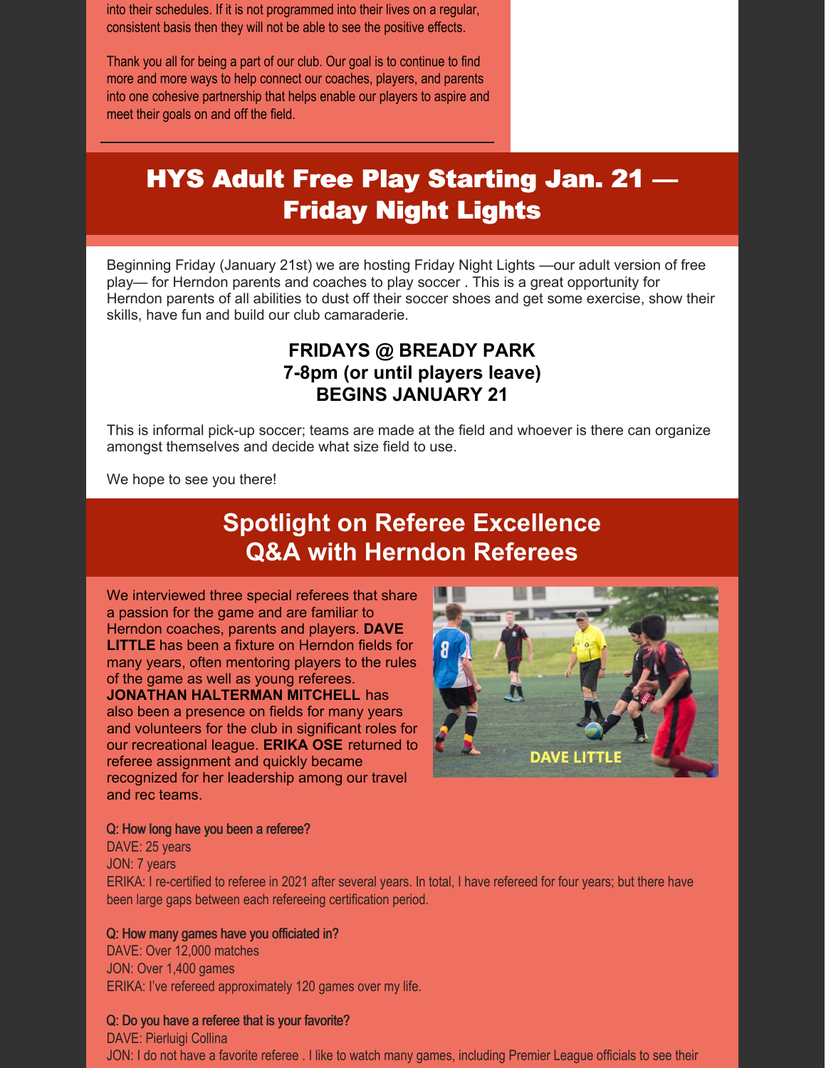into their schedules. If it is not programmed into their lives on a regular, consistent basis then they will not be able to see the positive effects.

Thank you all for being a part of our club. Our goal is to continue to find more and more ways to help connect our coaches, players, and parents into one cohesive partnership that helps enable our players to aspire and meet their goals on and off the field.

## HYS Adult Free Play Starting Jan. 21 — Friday Night Lights

Beginning Friday (January 21st) we are hosting Friday Night Lights —our adult version of free play— for Herndon parents and coaches to play soccer . This is a great opportunity for Herndon parents of all abilities to dust off their soccer shoes and get some exercise, show their skills, have fun and build our club camaraderie.

**FRIDAYS @ BREADY PARK**
**7-8pm (or until players leave)**
**BEGINS JANUARY 21**

This is informal pick-up soccer; teams are made at the field and whoever is there can organize amongst themselves and decide what size field to use.

We hope to see you there!

## Spotlight on Referee Excellence Q&A with Herndon Referees

We interviewed three special referees that share a passion for the game and are familiar to Herndon coaches, parents and players. **DAVE LITTLE** has been a fixture on Herndon fields for many years, often mentoring players to the rules of the game as well as young referees. **JONATHAN HALTERMAN MITCHELL** has also been a presence on fields for many years and volunteers for the club in significant roles for our recreational league. **ERIKA OSE** returned to referee assignment and quickly became recognized for her leadership among our travel and rec teams.

DAVE LITTLE

**Q: How long have you been a referee?**
DAVE: 25 years
JON: 7 years
ERIKA: I re-certified to referee in 2021 after several years. In total, I have refereed for four years; but there have been large gaps between each refereeing certification period.

**Q: How many games have you officiated in?**
DAVE: Over 12,000 matches
JON: Over 1,400 games
ERIKA: I've refereed approximately 120 games over my life.

**Q: Do you have a referee that is your favorite?**
DAVE: Pierluigi Collina
JON: I do not have a favorite referee . I like to watch many games, including Premier League officials to see their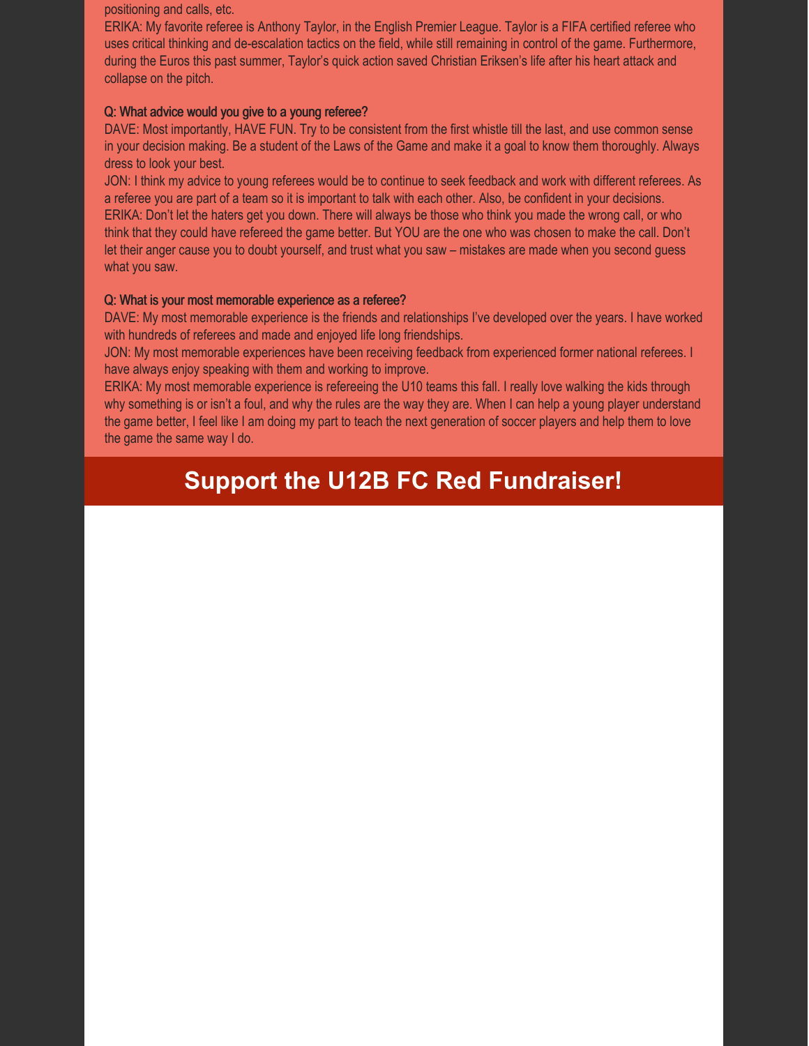positioning and calls, etc.

ERIKA: My favorite referee is Anthony Taylor, in the English Premier League. Taylor is a FIFA certified referee who uses critical thinking and de-escalation tactics on the field, while still remaining in control of the game. Furthermore, during the Euros this past summer, Taylor's quick action saved Christian Eriksen's life after his heart attack and collapse on the pitch.

**Q: What advice would you give to a young referee?**

DAVE: Most importantly, HAVE FUN. Try to be consistent from the first whistle till the last, and use common sense in your decision making. Be a student of the Laws of the Game and make it a goal to know them thoroughly. Always dress to look your best.

JON: I think my advice to young referees would be to continue to seek feedback and work with different referees. As a referee you are part of a team so it is important to talk with each other. Also, be confident in your decisions.

ERIKA: Don't let the haters get you down. There will always be those who think you made the wrong call, or who think that they could have refereed the game better. But YOU are the one who was chosen to make the call. Don't let their anger cause you to doubt yourself, and trust what you saw – mistakes are made when you second guess what you saw.

**Q: What is your most memorable experience as a referee?**

DAVE: My most memorable experience is the friends and relationships I've developed over the years. I have worked with hundreds of referees and made and enjoyed life long friendships.

JON: My most memorable experiences have been receiving feedback from experienced former national referees. I have always enjoy speaking with them and working to improve.

ERIKA: My most memorable experience is refereeing the U10 teams this fall. I really love walking the kids through why something is or isn't a foul, and why the rules are the way they are. When I can help a young player understand the game better, I feel like I am doing my part to teach the next generation of soccer players and help them to love the game the same way I do.

## Support the U12B FC Red Fundraiser!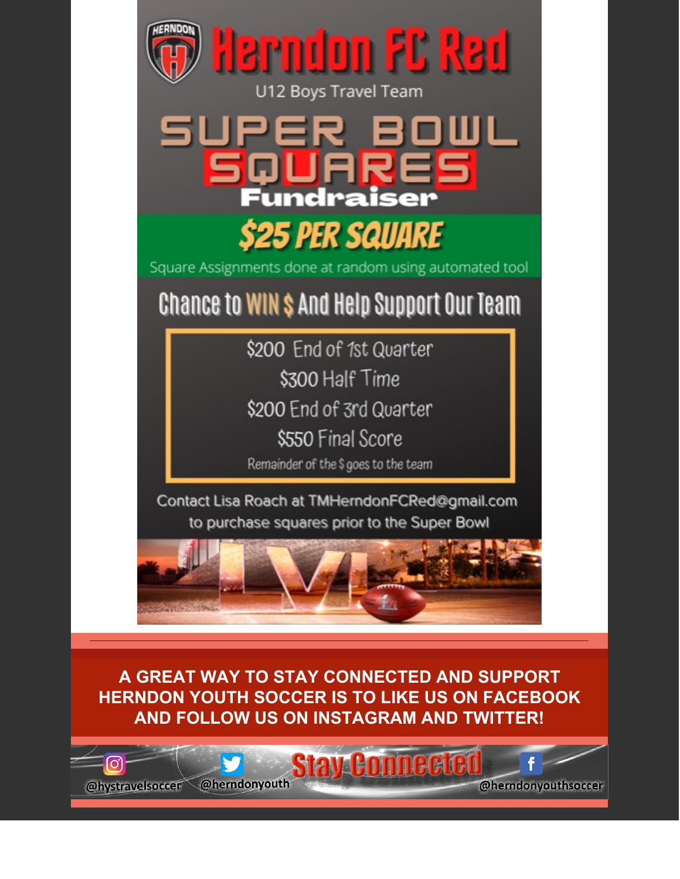# Herndon FC Red

U12 Boys Travel Team

## SUPER BOWL SQUARES Fundraiser

### $25 PER SQUARE

Square Assignments done at random using automated tool

### Chance to WIN $ And Help Support Our Team

$200 End of 1st Quarter

$300 Half Time

$200 End of 3rd Quarter

$550 Final Score

Remainder of the $ goes to the team

Contact Lisa Roach at TMHerndonFCRed@gmail.com to purchase squares prior to the Super Bowl

**A GREAT WAY TO STAY CONNECTED AND SUPPORT HERNDON YOUTH SOCCER IS TO LIKE US ON FACEBOOK AND FOLLOW US ON INSTAGRAM AND TWITTER!**

Stay Connected

@hystravelsoccer @herndonyouth @herndonyouthsoccer